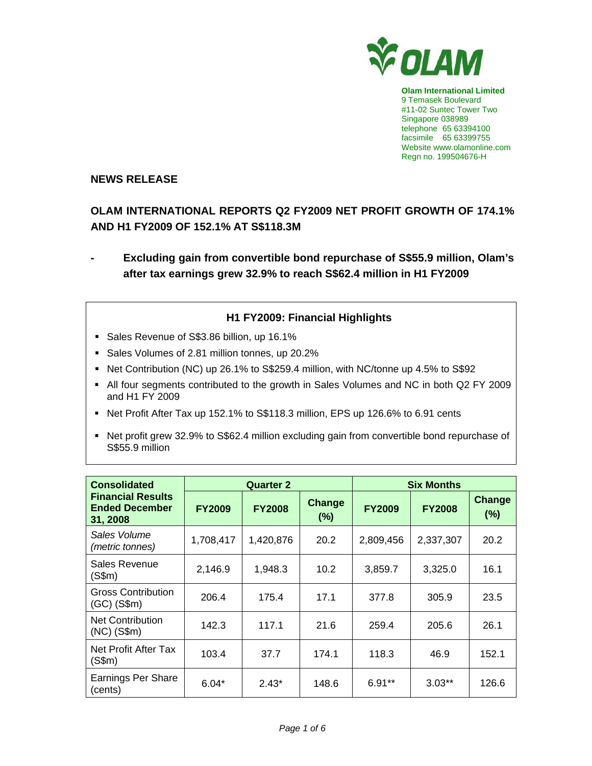**Olam International Limited**
9 Temasek Boulevard
#11-02 Suntec Tower Two
Singapore 038989
telephone 65 63394100
facsimile 65 63399755
Website www.olamonline.com
Regn no. 199504676-H

**NEWS RELEASE**

# OLAM INTERNATIONAL REPORTS Q2 FY2009 NET PROFIT GROWTH OF 174.1% AND H1 FY2009 OF 152.1% AT S$118.3M

- **Excluding gain from convertible bond repurchase of S$55.9 million, Olam's after tax earnings grew 32.9% to reach S$62.4 million in H1 FY2009**

## H1 FY2009: Financial Highlights

- Sales Revenue of S$3.86 billion, up 16.1%
- Sales Volumes of 2.81 million tonnes, up 20.2%
- Net Contribution (NC) up 26.1% to S$259.4 million, with NC/tonne up 4.5% to S$92
- All four segments contributed to the growth in Sales Volumes and NC in both Q2 FY 2009 and H1 FY 2009
- Net Profit After Tax up 152.1% to S$118.3 million, EPS up 126.6% to 6.91 cents
- Net profit grew 32.9% to S$62.4 million excluding gain from convertible bond repurchase of S$55.9 million

| Consolidated Financial Results Ended December 31, 2008 | Quarter 2 | | | Six Months | | |
|---|---|---|---|---|---|---|
| | FY2009 | FY2008 | Change (%) | FY2009 | FY2008 | Change (%) |
| *Sales Volume (metric tonnes)* | 1,708,417 | 1,420,876 | 20.2 | 2,809,456 | 2,337,307 | 20.2 |
| Sales Revenue (S$m) | 2,146.9 | 1,948.3 | 10.2 | 3,859.7 | 3,325.0 | 16.1 |
| Gross Contribution (GC) (S$m) | 206.4 | 175.4 | 17.1 | 377.8 | 305.9 | 23.5 |
| Net Contribution (NC) (S$m) | 142.3 | 117.1 | 21.6 | 259.4 | 205.6 | 26.1 |
| Net Profit After Tax (S$m) | 103.4 | 37.7 | 174.1 | 118.3 | 46.9 | 152.1 |
| Earnings Per Share (cents) | 6.04* | 2.43* | 148.6 | 6.91** | 3.03** | 126.6 |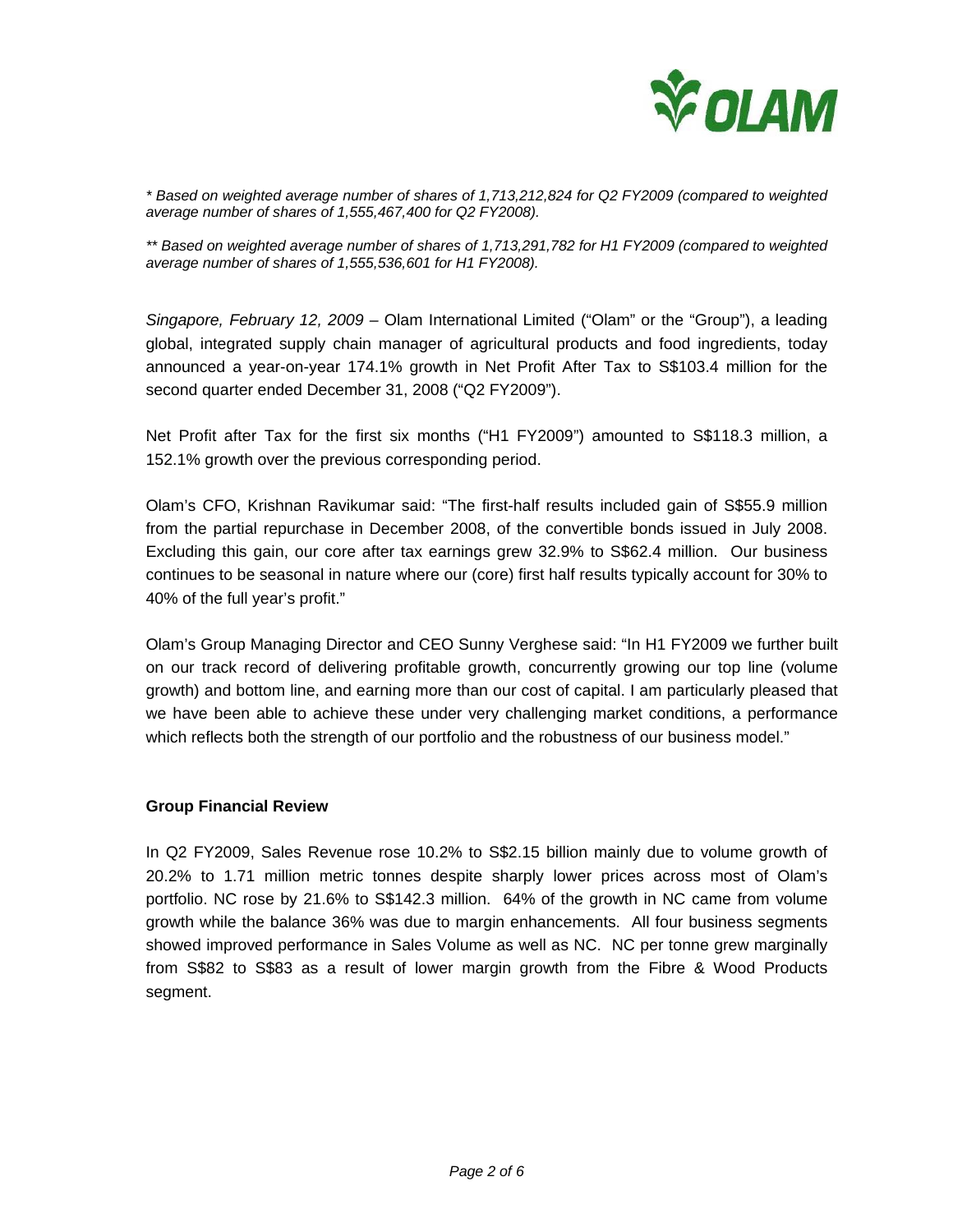*\* Based on weighted average number of shares of 1,713,212,824 for Q2 FY2009 (compared to weighted average number of shares of 1,555,467,400 for Q2 FY2008).*

*\*\* Based on weighted average number of shares of 1,713,291,782 for H1 FY2009 (compared to weighted average number of shares of 1,555,536,601 for H1 FY2008).*

*Singapore, February 12, 2009* – Olam International Limited ("Olam" or the "Group"), a leading global, integrated supply chain manager of agricultural products and food ingredients, today announced a year-on-year 174.1% growth in Net Profit After Tax to S$103.4 million for the second quarter ended December 31, 2008 ("Q2 FY2009").

Net Profit after Tax for the first six months ("H1 FY2009") amounted to S$118.3 million, a 152.1% growth over the previous corresponding period.

Olam's CFO, Krishnan Ravikumar said: "The first-half results included gain of S$55.9 million from the partial repurchase in December 2008, of the convertible bonds issued in July 2008. Excluding this gain, our core after tax earnings grew 32.9% to S$62.4 million. Our business continues to be seasonal in nature where our (core) first half results typically account for 30% to 40% of the full year's profit."

Olam's Group Managing Director and CEO Sunny Verghese said: "In H1 FY2009 we further built on our track record of delivering profitable growth, concurrently growing our top line (volume growth) and bottom line, and earning more than our cost of capital. I am particularly pleased that we have been able to achieve these under very challenging market conditions, a performance which reflects both the strength of our portfolio and the robustness of our business model."

**Group Financial Review**

In Q2 FY2009, Sales Revenue rose 10.2% to S$2.15 billion mainly due to volume growth of 20.2% to 1.71 million metric tonnes despite sharply lower prices across most of Olam's portfolio. NC rose by 21.6% to S$142.3 million. 64% of the growth in NC came from volume growth while the balance 36% was due to margin enhancements. All four business segments showed improved performance in Sales Volume as well as NC. NC per tonne grew marginally from S$82 to S$83 as a result of lower margin growth from the Fibre & Wood Products segment.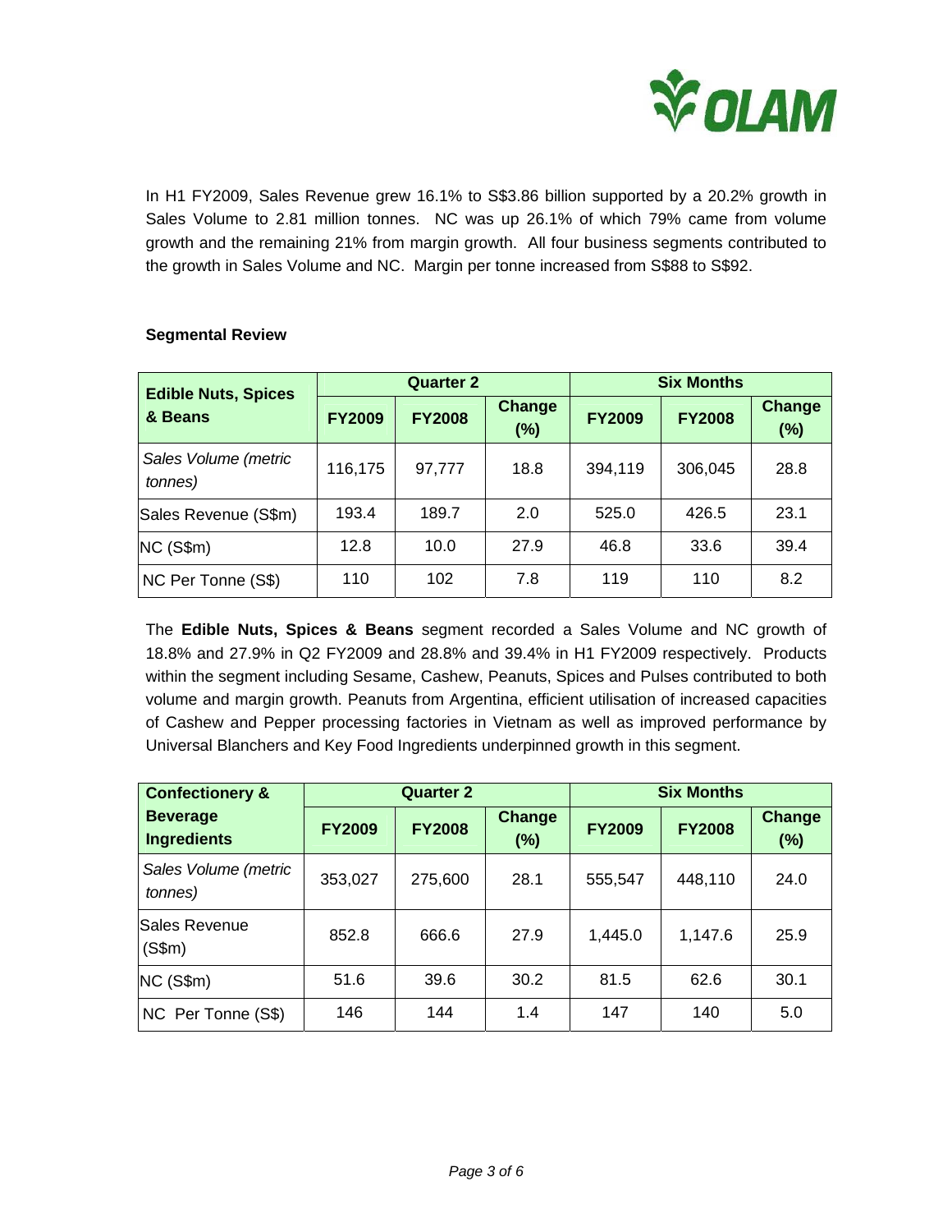In H1 FY2009, Sales Revenue grew 16.1% to S$3.86 billion supported by a 20.2% growth in Sales Volume to 2.81 million tonnes. NC was up 26.1% of which 79% came from volume growth and the remaining 21% from margin growth. All four business segments contributed to the growth in Sales Volume and NC. Margin per tonne increased from S$88 to S$92.

**Segmental Review**

| Edible Nuts, Spices & Beans | Quarter 2 | | | Six Months | | |
|---|---|---|---|---|---|---|
| | FY2009 | FY2008 | Change (%) | FY2009 | FY2008 | Change (%) |
| *Sales Volume (metric tonnes)* | 116,175 | 97,777 | 18.8 | 394,119 | 306,045 | 28.8 |
| Sales Revenue (S$m) | 193.4 | 189.7 | 2.0 | 525.0 | 426.5 | 23.1 |
| NC (S$m) | 12.8 | 10.0 | 27.9 | 46.8 | 33.6 | 39.4 |
| NC Per Tonne (S$) | 110 | 102 | 7.8 | 119 | 110 | 8.2 |

The **Edible Nuts, Spices & Beans** segment recorded a Sales Volume and NC growth of 18.8% and 27.9% in Q2 FY2009 and 28.8% and 39.4% in H1 FY2009 respectively. Products within the segment including Sesame, Cashew, Peanuts, Spices and Pulses contributed to both volume and margin growth. Peanuts from Argentina, efficient utilisation of increased capacities of Cashew and Pepper processing factories in Vietnam as well as improved performance by Universal Blanchers and Key Food Ingredients underpinned growth in this segment.

| Confectionery & Beverage Ingredients | Quarter 2 | | | Six Months | | |
|---|---|---|---|---|---|---|
| | FY2009 | FY2008 | Change (%) | FY2009 | FY2008 | Change (%) |
| *Sales Volume (metric tonnes)* | 353,027 | 275,600 | 28.1 | 555,547 | 448,110 | 24.0 |
| Sales Revenue (S$m) | 852.8 | 666.6 | 27.9 | 1,445.0 | 1,147.6 | 25.9 |
| NC (S$m) | 51.6 | 39.6 | 30.2 | 81.5 | 62.6 | 30.1 |
| NC Per Tonne (S$) | 146 | 144 | 1.4 | 147 | 140 | 5.0 |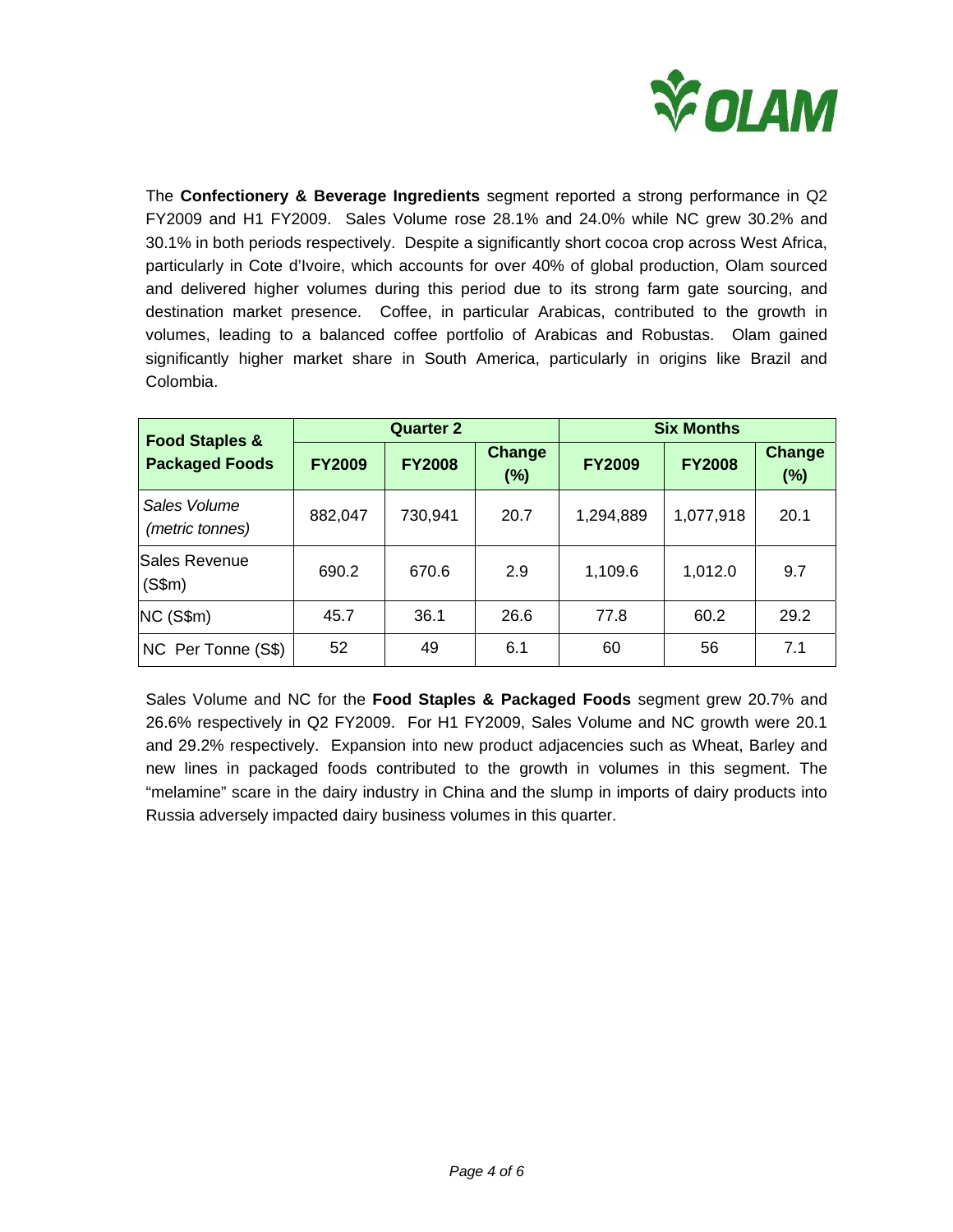The **Confectionery & Beverage Ingredients** segment reported a strong performance in Q2 FY2009 and H1 FY2009. Sales Volume rose 28.1% and 24.0% while NC grew 30.2% and 30.1% in both periods respectively. Despite a significantly short cocoa crop across West Africa, particularly in Cote d'Ivoire, which accounts for over 40% of global production, Olam sourced and delivered higher volumes during this period due to its strong farm gate sourcing, and destination market presence. Coffee, in particular Arabicas, contributed to the growth in volumes, leading to a balanced coffee portfolio of Arabicas and Robustas. Olam gained significantly higher market share in South America, particularly in origins like Brazil and Colombia.

| Food Staples & Packaged Foods | Quarter 2 | | | Six Months | | |
|---|---|---|---|---|---|---|
| | FY2009 | FY2008 | Change (%) | FY2009 | FY2008 | Change (%) |
| *Sales Volume (metric tonnes)* | 882,047 | 730,941 | 20.7 | 1,294,889 | 1,077,918 | 20.1 |
| Sales Revenue (S$m) | 690.2 | 670.6 | 2.9 | 1,109.6 | 1,012.0 | 9.7 |
| NC (S$m) | 45.7 | 36.1 | 26.6 | 77.8 | 60.2 | 29.2 |
| NC Per Tonne (S$) | 52 | 49 | 6.1 | 60 | 56 | 7.1 |

Sales Volume and NC for the **Food Staples & Packaged Foods** segment grew 20.7% and 26.6% respectively in Q2 FY2009. For H1 FY2009, Sales Volume and NC growth were 20.1 and 29.2% respectively. Expansion into new product adjacencies such as Wheat, Barley and new lines in packaged foods contributed to the growth in volumes in this segment. The "melamine" scare in the dairy industry in China and the slump in imports of dairy products into Russia adversely impacted dairy business volumes in this quarter.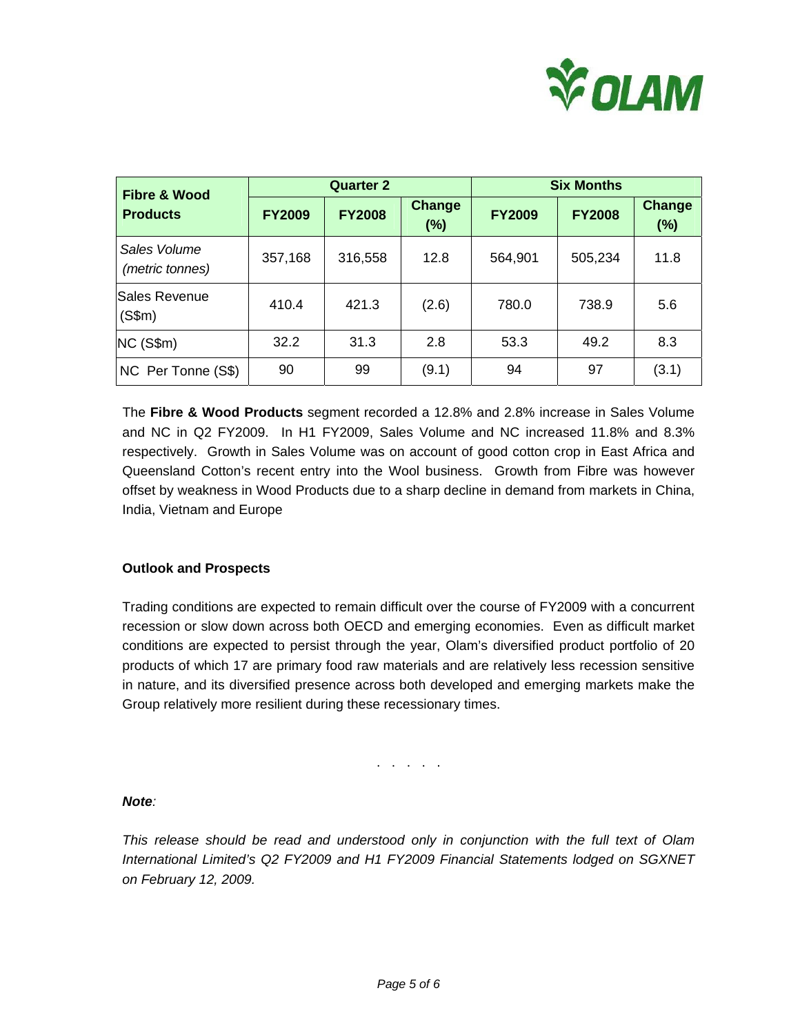| Fibre & Wood Products | Quarter 2 | | | Six Months | | |
|---|---|---|---|---|---|---|
| | FY2009 | FY2008 | Change (%) | FY2009 | FY2008 | Change (%) |
| *Sales Volume (metric tonnes)* | 357,168 | 316,558 | 12.8 | 564,901 | 505,234 | 11.8 |
| Sales Revenue (S$m) | 410.4 | 421.3 | (2.6) | 780.0 | 738.9 | 5.6 |
| NC (S$m) | 32.2 | 31.3 | 2.8 | 53.3 | 49.2 | 8.3 |
| NC Per Tonne (S$) | 90 | 99 | (9.1) | 94 | 97 | (3.1) |

The **Fibre & Wood Products** segment recorded a 12.8% and 2.8% increase in Sales Volume and NC in Q2 FY2009. In H1 FY2009, Sales Volume and NC increased 11.8% and 8.3% respectively. Growth in Sales Volume was on account of good cotton crop in East Africa and Queensland Cotton's recent entry into the Wool business. Growth from Fibre was however offset by weakness in Wood Products due to a sharp decline in demand from markets in China, India, Vietnam and Europe

**Outlook and Prospects**

Trading conditions are expected to remain difficult over the course of FY2009 with a concurrent recession or slow down across both OECD and emerging economies. Even as difficult market conditions are expected to persist through the year, Olam's diversified product portfolio of 20 products of which 17 are primary food raw materials and are relatively less recession sensitive in nature, and its diversified presence across both developed and emerging markets make the Group relatively more resilient during these recessionary times.

. . . . .

***Note**:*

*This release should be read and understood only in conjunction with the full text of Olam International Limited's Q2 FY2009 and H1 FY2009 Financial Statements lodged on SGXNET on February 12, 2009.*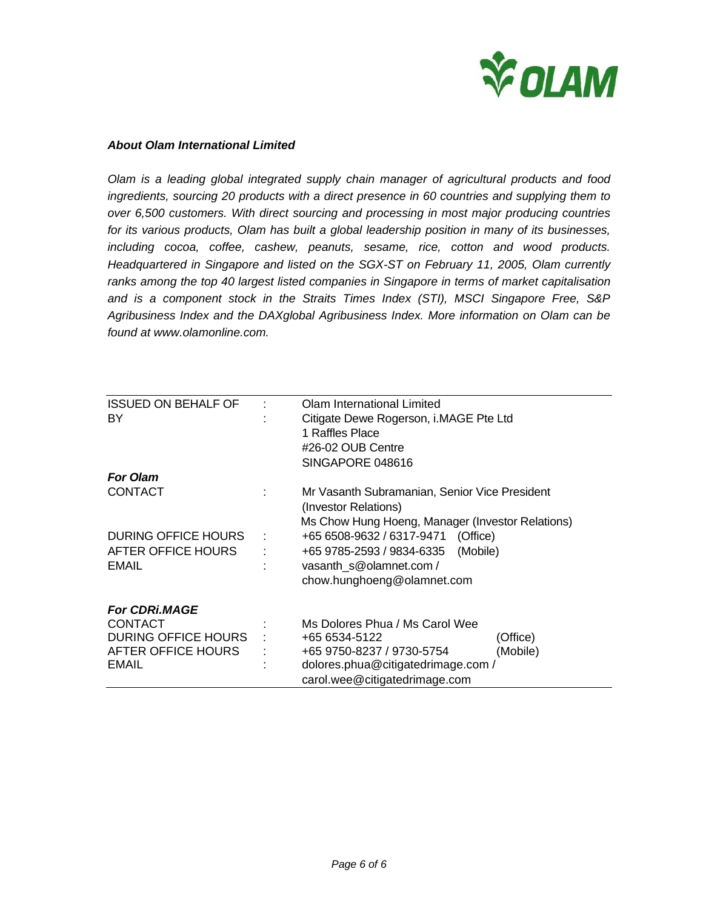***About Olam International Limited***

*Olam is a leading global integrated supply chain manager of agricultural products and food ingredients, sourcing 20 products with a direct presence in 60 countries and supplying them to over 6,500 customers. With direct sourcing and processing in most major producing countries for its various products, Olam has built a global leadership position in many of its businesses, including cocoa, coffee, cashew, peanuts, sesame, rice, cotton and wood products. Headquartered in Singapore and listed on the SGX-ST on February 11, 2005, Olam currently ranks among the top 40 largest listed companies in Singapore in terms of market capitalisation and is a component stock in the Straits Times Index (STI), MSCI Singapore Free, S&P Agribusiness Index and the DAXglobal Agribusiness Index. More information on Olam can be found at www.olamonline.com.*

| | | | |
|---|---|---|---|
| ISSUED ON BEHALF OF | : | Olam International Limited | |
| BY | : | Citigate Dewe Rogerson, i.MAGE Pte Ltd<br>1 Raffles Place<br>#26-02 OUB Centre<br>SINGAPORE 048616 | |
| ***For Olam*** | | | |
| CONTACT | : | Mr Vasanth Subramanian, Senior Vice President (Investor Relations)<br>Ms Chow Hung Hoeng, Manager (Investor Relations) | |
| DURING OFFICE HOURS | : | +65 6508-9632 / 6317-9471 | (Office) |
| AFTER OFFICE HOURS | : | +65 9785-2593 / 9834-6335 | (Mobile) |
| EMAIL | : | vasanth_s@olamnet.com /<br>chow.hunghoeng@olamnet.com | |
| ***For CDRi.MAGE*** | | | |
| CONTACT | : | Ms Dolores Phua / Ms Carol Wee | |
| DURING OFFICE HOURS | : | +65 6534-5122 | (Office) |
| AFTER OFFICE HOURS | : | +65 9750-8237 / 9730-5754 | (Mobile) |
| EMAIL | : | dolores.phua@citigatedrimage.com /<br>carol.wee@citigatedrimage.com | |